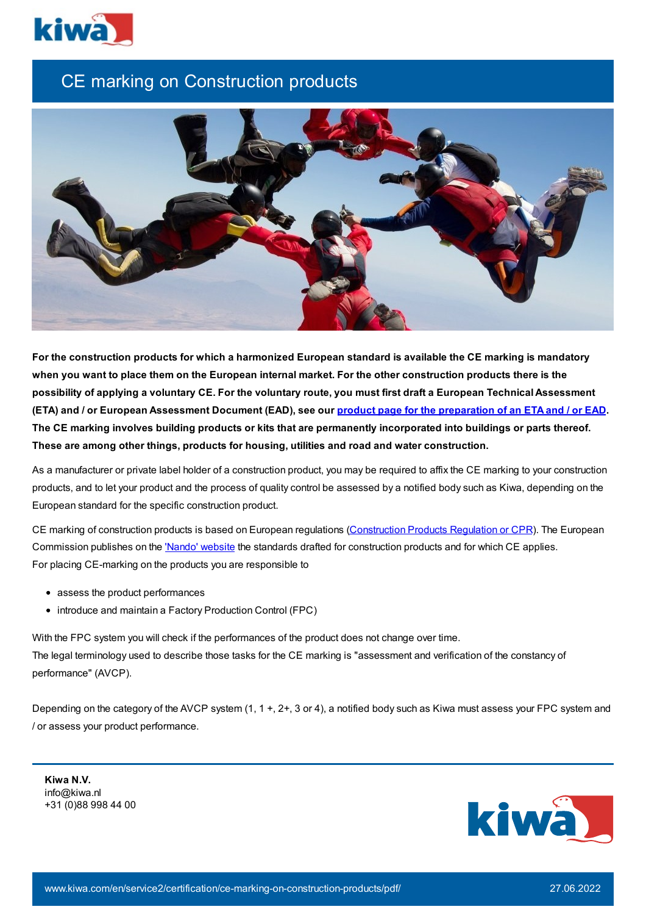# CE marking on Construction products

**For the construction products for which a harmonized European standard is available the CE marking is mandatory when you want to place them on the European internal market. For the other construction products there is the possibility of applying a voluntary CE. For the voluntary route, you must first draft a European Technical Assessment (ETA) and / or European Assessment Document (EAD), see our product page for the preparation of an ETA and / or EAD. The CE marking involves building products or kits that are permanently incorporated into buildings or parts thereof. These are among other things, products for housing, utilities and road and water construction.**

As a manufacturer or private label holder of a construction product, you may be required to affix the CE marking to your construction products, and to let your product and the process of quality control be assessed by a notified body such as Kiwa, depending on the European standard for the specific construction product.

CE marking of construction products is based on European regulations (Construction Products Regulation or CPR). The European Commission publishes on the 'Nando' website the standards drafted for construction products and for which CE applies.
For placing CE-marking on the products you are responsible to

- assess the product performances
- introduce and maintain a Factory Production Control (FPC)

With the FPC system you will check if the performances of the product does not change over time.
The legal terminology used to describe those tasks for the CE marking is "assessment and verification of the constancy of performance" (AVCP).

Depending on the category of the AVCP system (1, 1 +, 2+, 3 or 4), a notified body such as Kiwa must assess your FPC system and / or assess your product performance.

**Kiwa N.V.**
info@kiwa.nl
+31 (0)88 998 44 00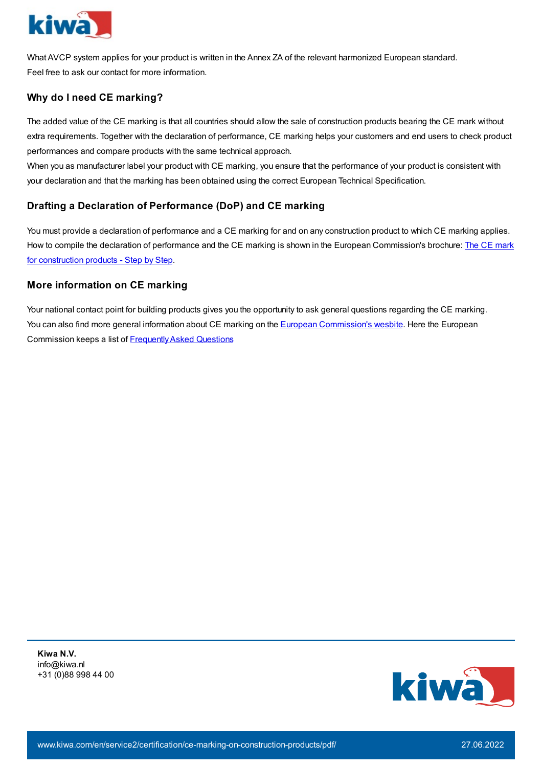What AVCP system applies for your product is written in the Annex ZA of the relevant harmonized European standard.
Feel free to ask our contact for more information.

## Why do I need CE marking?

The added value of the CE marking is that all countries should allow the sale of construction products bearing the CE mark without extra requirements. Together with the declaration of performance, CE marking helps your customers and end users to check product performances and compare products with the same technical approach.
When you as manufacturer label your product with CE marking, you ensure that the performance of your product is consistent with your declaration and that the marking has been obtained using the correct European Technical Specification.

## Drafting a Declaration of Performance (DoP) and CE marking

You must provide a declaration of performance and a CE marking for and on any construction product to which CE marking applies. How to compile the declaration of performance and the CE marking is shown in the European Commission's brochure: The CE mark for construction products - Step by Step.

## More information on CE marking

Your national contact point for building products gives you the opportunity to ask general questions regarding the CE marking. You can also find more general information about CE marking on the European Commission's wesbite. Here the European Commission keeps a list of Frequently Asked Questions

**Kiwa N.V.**
info@kiwa.nl
+31 (0)88 998 44 00